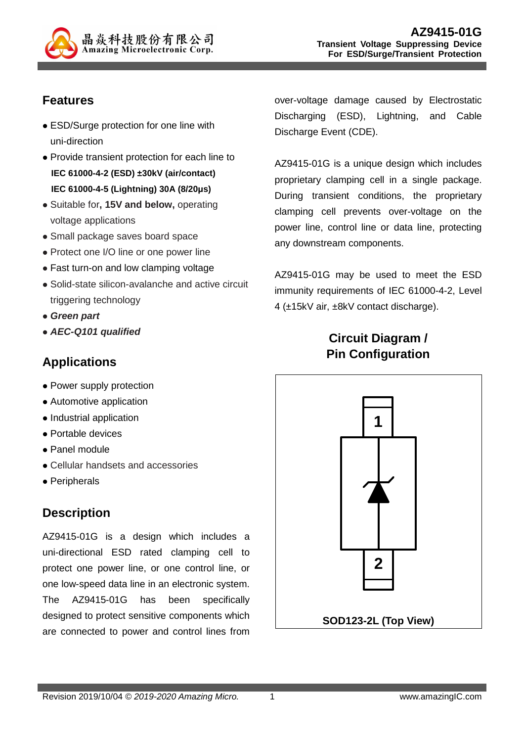晶焱科技股份有限公司
Amazing Microelectronic Corp.

# AZ9415-01G

**Transient Voltage Suppressing Device**
**For ESD/Surge/Transient Protection**

## Features

- ESD/Surge protection for one line with uni-direction
- Provide transient protection for each line to
  **IEC 61000-4-2 (ESD) ±30kV (air/contact)**
  **IEC 61000-4-5 (Lightning) 30A (8/20μs)**
- Suitable for**, 15V and below,** operating voltage applications
- Small package saves board space
- Protect one I/O line or one power line
- Fast turn-on and low clamping voltage
- Solid-state silicon-avalanche and active circuit triggering technology
- ***Green part***
- ***AEC-Q101 qualified***

## Applications

- Power supply protection
- Automotive application
- Industrial application
- Portable devices
- Panel module
- Cellular handsets and accessories
- Peripherals

## Description

AZ9415-01G is a design which includes a uni-directional ESD rated clamping cell to protect one power line, or one control line, or one low-speed data line in an electronic system. The AZ9415-01G has been specifically designed to protect sensitive components which are connected to power and control lines from over-voltage damage caused by Electrostatic Discharging (ESD), Lightning, and Cable Discharge Event (CDE).

AZ9415-01G is a unique design which includes proprietary clamping cell in a single package. During transient conditions, the proprietary clamping cell prevents over-voltage on the power line, control line or data line, protecting any downstream components.

AZ9415-01G may be used to meet the ESD immunity requirements of IEC 61000-4-2, Level 4 (±15kV air, ±8kV contact discharge).

## Circuit Diagram / Pin Configuration

1

2

**SOD123-2L (Top View)**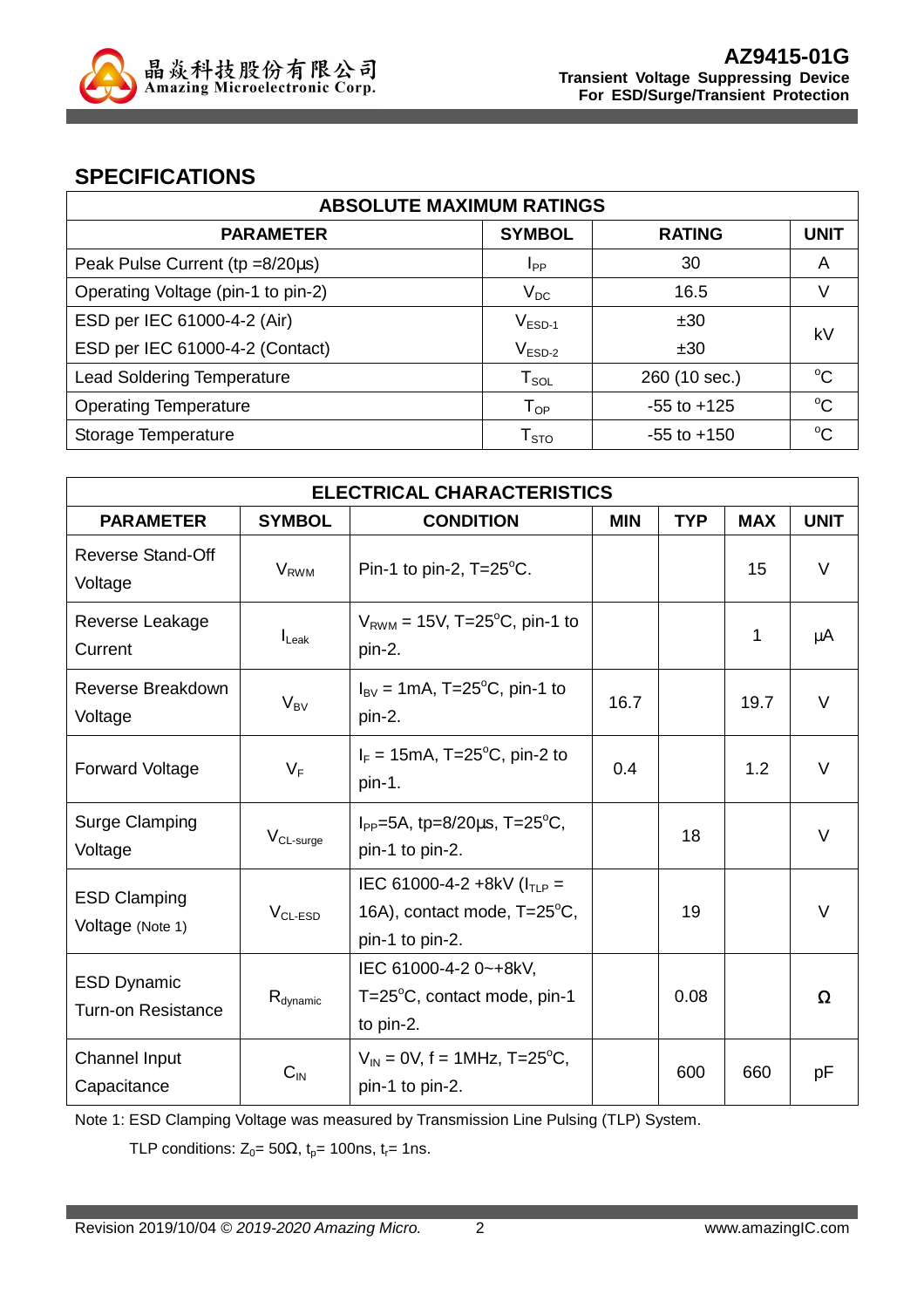## SPECIFICATIONS

| ABSOLUTE MAXIMUM RATINGS | | | |
|---|---|---|---|
| **PARAMETER** | **SYMBOL** | **RATING** | **UNIT** |
| Peak Pulse Current (tp =8/20µs) | $I_{PP}$ | 30 | A |
| Operating Voltage (pin-1 to pin-2) | $V_{DC}$ | 16.5 | V |
| ESD per IEC 61000-4-2 (Air) | $V_{ESD-1}$ | ±30 | kV |
| ESD per IEC 61000-4-2 (Contact) | $V_{ESD-2}$ | ±30 | kV |
| Lead Soldering Temperature | $T_{SOL}$ | 260 (10 sec.) | $^{o}$C |
| Operating Temperature | $T_{OP}$ | -55 to +125 | $^{o}$C |
| Storage Temperature | $T_{STO}$ | -55 to +150 | $^{o}$C |

| ELECTRICAL CHARACTERISTICS | | | | | | |
|---|---|---|---|---|---|---|
| **PARAMETER** | **SYMBOL** | **CONDITION** | **MIN** | **TYP** | **MAX** | **UNIT** |
| Reverse Stand-Off Voltage | $V_{RWM}$ | Pin-1 to pin-2, T=25$^{o}$C. | | | 15 | V |
| Reverse Leakage Current | $I_{Leak}$ | $V_{RWM}$ = 15V, T=25$^{o}$C, pin-1 to pin-2. | | | 1 | µA |
| Reverse Breakdown Voltage | $V_{BV}$ | $I_{BV}$ = 1mA, T=25$^{o}$C, pin-1 to pin-2. | 16.7 | | 19.7 | V |
| Forward Voltage | $V_F$ | $I_F$ = 15mA, T=25$^{o}$C, pin-2 to pin-1. | 0.4 | | 1.2 | V |
| Surge Clamping Voltage | $V_{CL-surge}$ | $I_{PP}$=5A, tp=8/20µs, T=25$^{o}$C, pin-1 to pin-2. | | 18 | | V |
| ESD Clamping Voltage (Note 1) | $V_{CL-ESD}$ | IEC 61000-4-2 +8kV ($I_{TLP}$ = 16A), contact mode, T=25$^{o}$C, pin-1 to pin-2. | | 19 | | V |
| ESD Dynamic Turn-on Resistance | $R_{dynamic}$ | IEC 61000-4-2 0~+8kV, T=25$^{o}$C, contact mode, pin-1 to pin-2. | | 0.08 | | Ω |
| Channel Input Capacitance | $C_{IN}$ | $V_{IN}$ = 0V, f = 1MHz, T=25$^{o}$C, pin-1 to pin-2. | | 600 | 660 | pF |

Note 1: ESD Clamping Voltage was measured by Transmission Line Pulsing (TLP) System.

TLP conditions: $Z_0$= 50Ω, $t_p$= 100ns, $t_r$= 1ns.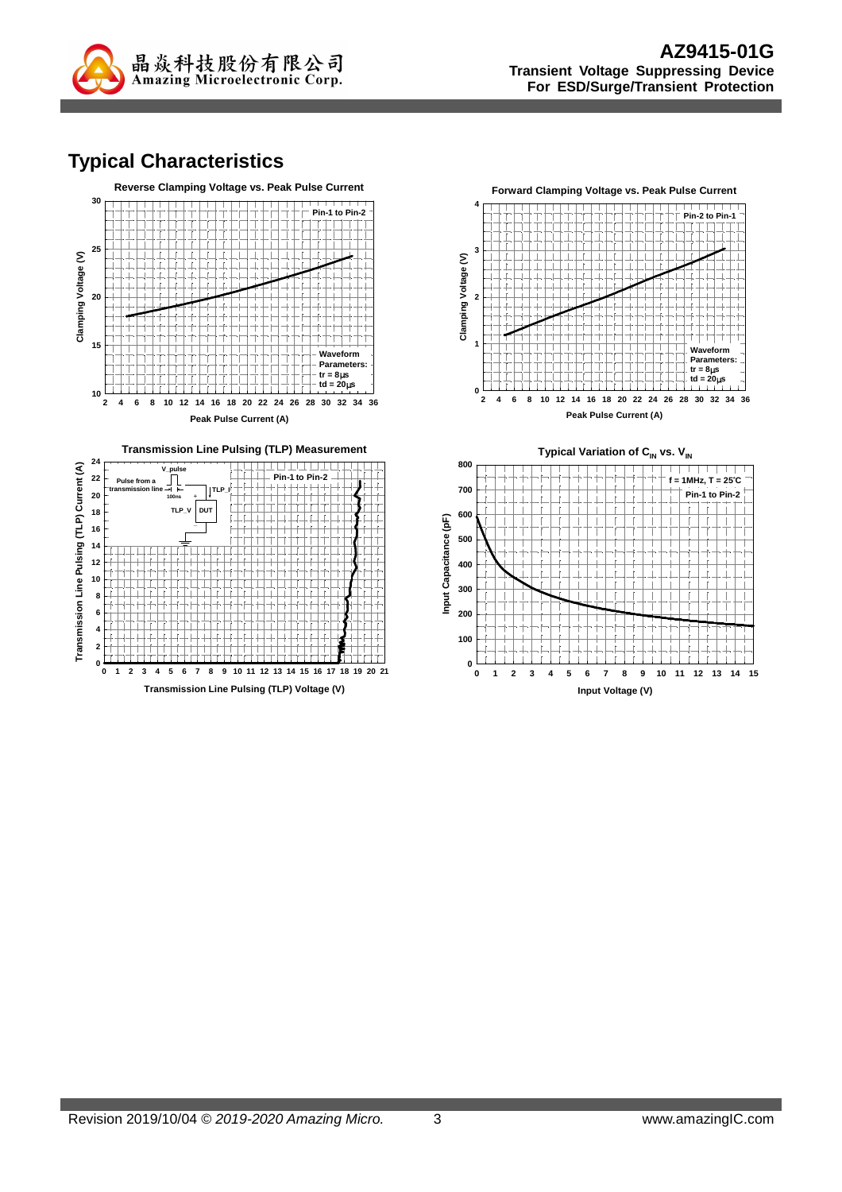## Typical Characteristics

**Reverse Clamping Voltage vs. Peak Pulse Current**

Pin-1 to Pin-2

Waveform Parameters:
tr = 8μs
td = 20μs

Clamping Voltage (V)

Peak Pulse Current (A)

**Forward Clamping Voltage vs. Peak Pulse Current**

Pin-2 to Pin-1

Waveform Parameters:
tr = 8μs
td = 20μs

Clamping Voltage (V)

Peak Pulse Current (A)

**Transmission Line Pulsing (TLP) Measurement**

Pin-1 to Pin-2

V_pulse
Pulse from a transmission line
100ns
TLP_I
TLP_V
DUT

Transmission Line Pulsing (TLP) Current (A)

Transmission Line Pulsing (TLP) Voltage (V)

**Typical Variation of $C_{IN}$ vs. $V_{IN}$**

f = 1MHz, T = 25°C
Pin-1 to Pin-2

Input Capacitance (pF)

Input Voltage (V)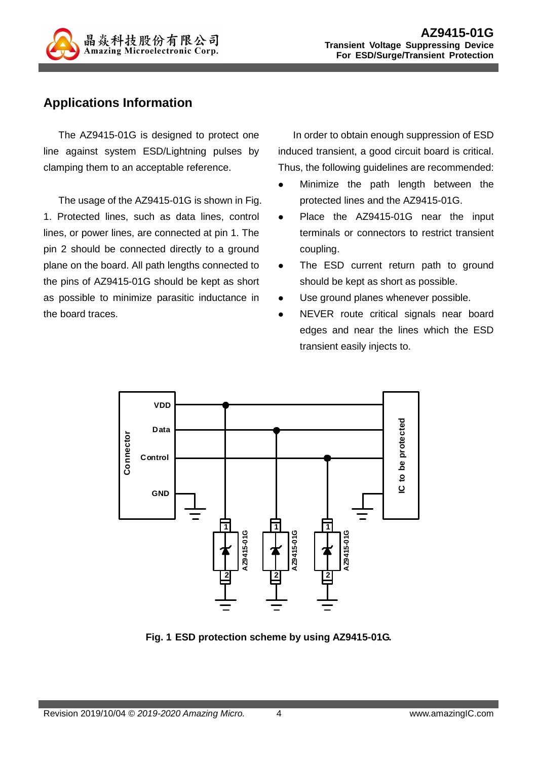## Applications Information

The AZ9415-01G is designed to protect one line against system ESD/Lightning pulses by clamping them to an acceptable reference.

The usage of the AZ9415-01G is shown in Fig. 1. Protected lines, such as data lines, control lines, or power lines, are connected at pin 1. The pin 2 should be connected directly to a ground plane on the board. All path lengths connected to the pins of AZ9415-01G should be kept as short as possible to minimize parasitic inductance in the board traces.

In order to obtain enough suppression of ESD induced transient, a good circuit board is critical. Thus, the following guidelines are recommended:

- Minimize the path length between the protected lines and the AZ9415-01G.
- Place the AZ9415-01G near the input terminals or connectors to restrict transient coupling.
- The ESD current return path to ground should be kept as short as possible.
- Use ground planes whenever possible.
- NEVER route critical signals near board edges and near the lines which the ESD transient easily injects to.

**Fig. 1 ESD protection scheme by using AZ9415-01G.**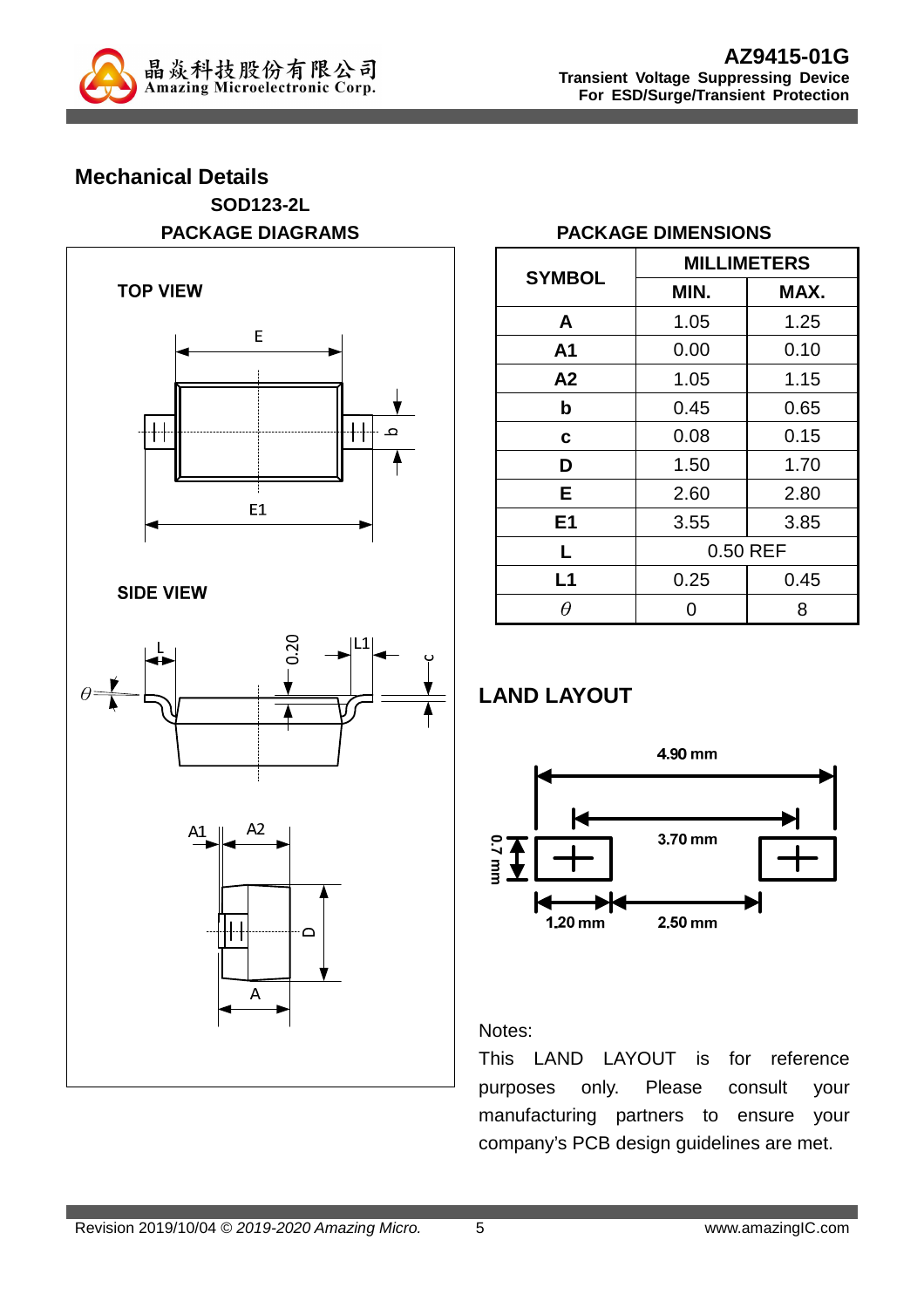## Mechanical Details

**SOD123-2L**

**PACKAGE DIAGRAMS**

**TOP VIEW**

**SIDE VIEW**

**PACKAGE DIMENSIONS**

| SYMBOL | MILLIMETERS | |
|---|---|---|
| | MIN. | MAX. |
| A | 1.05 | 1.25 |
| A1 | 0.00 | 0.10 |
| A2 | 1.05 | 1.15 |
| b | 0.45 | 0.65 |
| c | 0.08 | 0.15 |
| D | 1.50 | 1.70 |
| E | 2.60 | 2.80 |
| E1 | 3.55 | 3.85 |
| L | 0.50 REF | |
| L1 | 0.25 | 0.45 |
| $\theta$ | 0 | 8 |

## LAND LAYOUT

4.90 mm

3.70 mm

0.7 mm

1.20 mm

2.50 mm

Notes:

This LAND LAYOUT is for reference purposes only. Please consult your manufacturing partners to ensure your company's PCB design guidelines are met.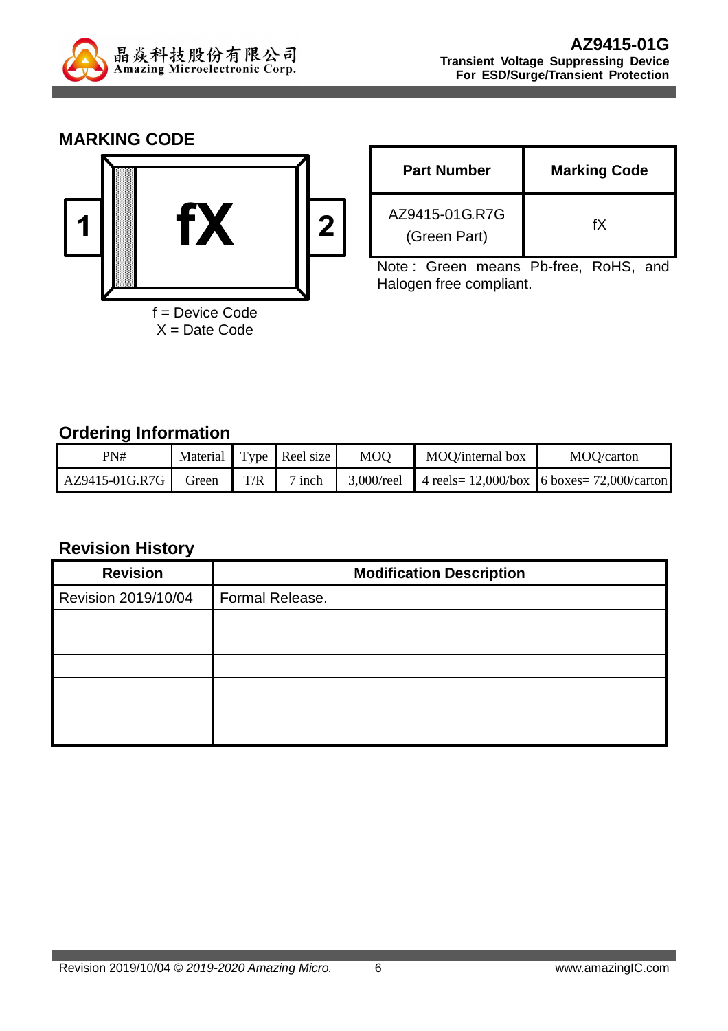## MARKING CODE

1 fX 2

f = Device Code
X = Date Code

| Part Number | Marking Code |
|---|---|
| AZ9415-01G.R7G (Green Part) | fX |

Note : Green means Pb-free, RoHS, and Halogen free compliant.

## Ordering Information

| PN# | Material | Type | Reel size | MOQ | MOQ/internal box | MOQ/carton |
|---|---|---|---|---|---|---|
| AZ9415-01G.R7G | Green | T/R | 7 inch | 3,000/reel | 4 reels= 12,000/box | 6 boxes= 72,000/carton |

## Revision History

| Revision | Modification Description |
|---|---|
| Revision 2019/10/04 | Formal Release. |
| | |
| | |
| | |
| | |
| | |
| | |